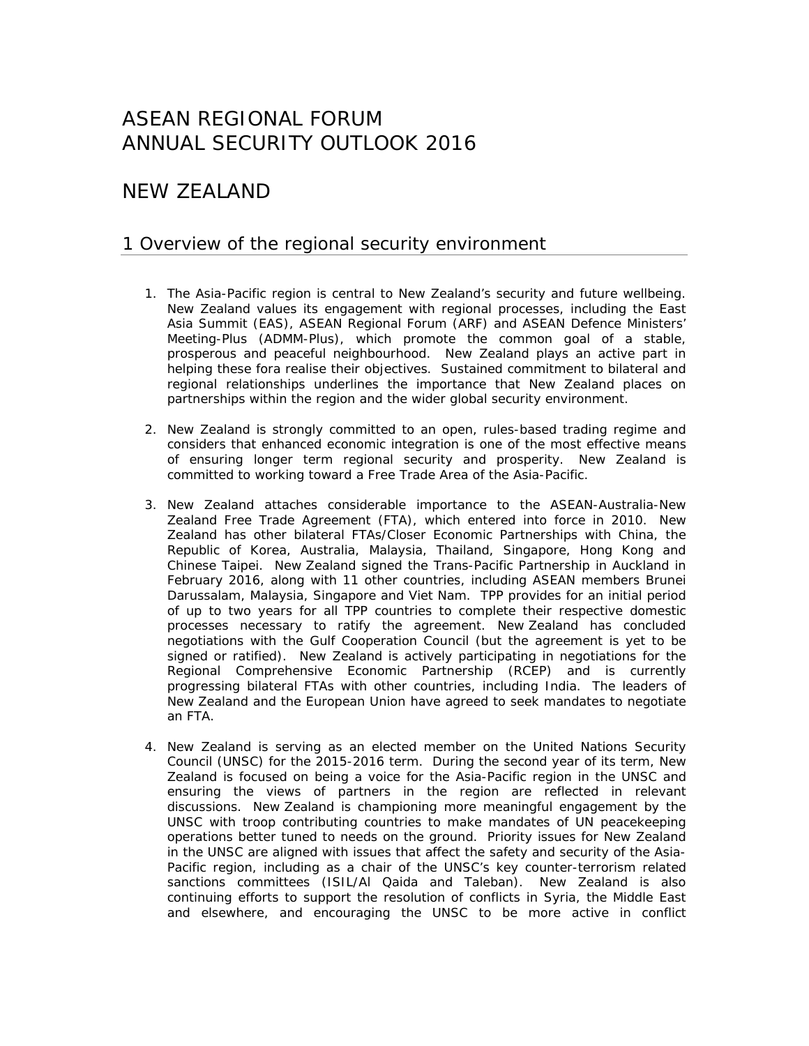# ASEAN REGIONAL FORUM
# ANNUAL SECURITY OUTLOOK 2016

# NEW ZEALAND

## 1 Overview of the regional security environment

1. The Asia-Pacific region is central to New Zealand's security and future wellbeing. New Zealand values its engagement with regional processes, including the East Asia Summit (EAS), ASEAN Regional Forum (ARF) and ASEAN Defence Ministers' Meeting-Plus (ADMM-Plus), which promote the common goal of a stable, prosperous and peaceful neighbourhood. New Zealand plays an active part in helping these fora realise their objectives. Sustained commitment to bilateral and regional relationships underlines the importance that New Zealand places on partnerships within the region and the wider global security environment.

2. New Zealand is strongly committed to an open, rules-based trading regime and considers that enhanced economic integration is one of the most effective means of ensuring longer term regional security and prosperity. New Zealand is committed to working toward a Free Trade Area of the Asia-Pacific.

3. New Zealand attaches considerable importance to the ASEAN-Australia-New Zealand Free Trade Agreement (FTA), which entered into force in 2010. New Zealand has other bilateral FTAs/Closer Economic Partnerships with China, the Republic of Korea, Australia, Malaysia, Thailand, Singapore, Hong Kong and Chinese Taipei. New Zealand signed the Trans-Pacific Partnership in Auckland in February 2016, along with 11 other countries, including ASEAN members Brunei Darussalam, Malaysia, Singapore and Viet Nam. TPP provides for an initial period of up to two years for all TPP countries to complete their respective domestic processes necessary to ratify the agreement. New Zealand has concluded negotiations with the Gulf Cooperation Council (but the agreement is yet to be signed or ratified). New Zealand is actively participating in negotiations for the Regional Comprehensive Economic Partnership (RCEP) and is currently progressing bilateral FTAs with other countries, including India. The leaders of New Zealand and the European Union have agreed to seek mandates to negotiate an FTA.

4. New Zealand is serving as an elected member on the United Nations Security Council (UNSC) for the 2015-2016 term. During the second year of its term, New Zealand is focused on being a voice for the Asia-Pacific region in the UNSC and ensuring the views of partners in the region are reflected in relevant discussions. New Zealand is championing more meaningful engagement by the UNSC with troop contributing countries to make mandates of UN peacekeeping operations better tuned to needs on the ground. Priority issues for New Zealand in the UNSC are aligned with issues that affect the safety and security of the Asia-Pacific region, including as a chair of the UNSC's key counter-terrorism related sanctions committees (ISIL/Al Qaida and Taleban). New Zealand is also continuing efforts to support the resolution of conflicts in Syria, the Middle East and elsewhere, and encouraging the UNSC to be more active in conflict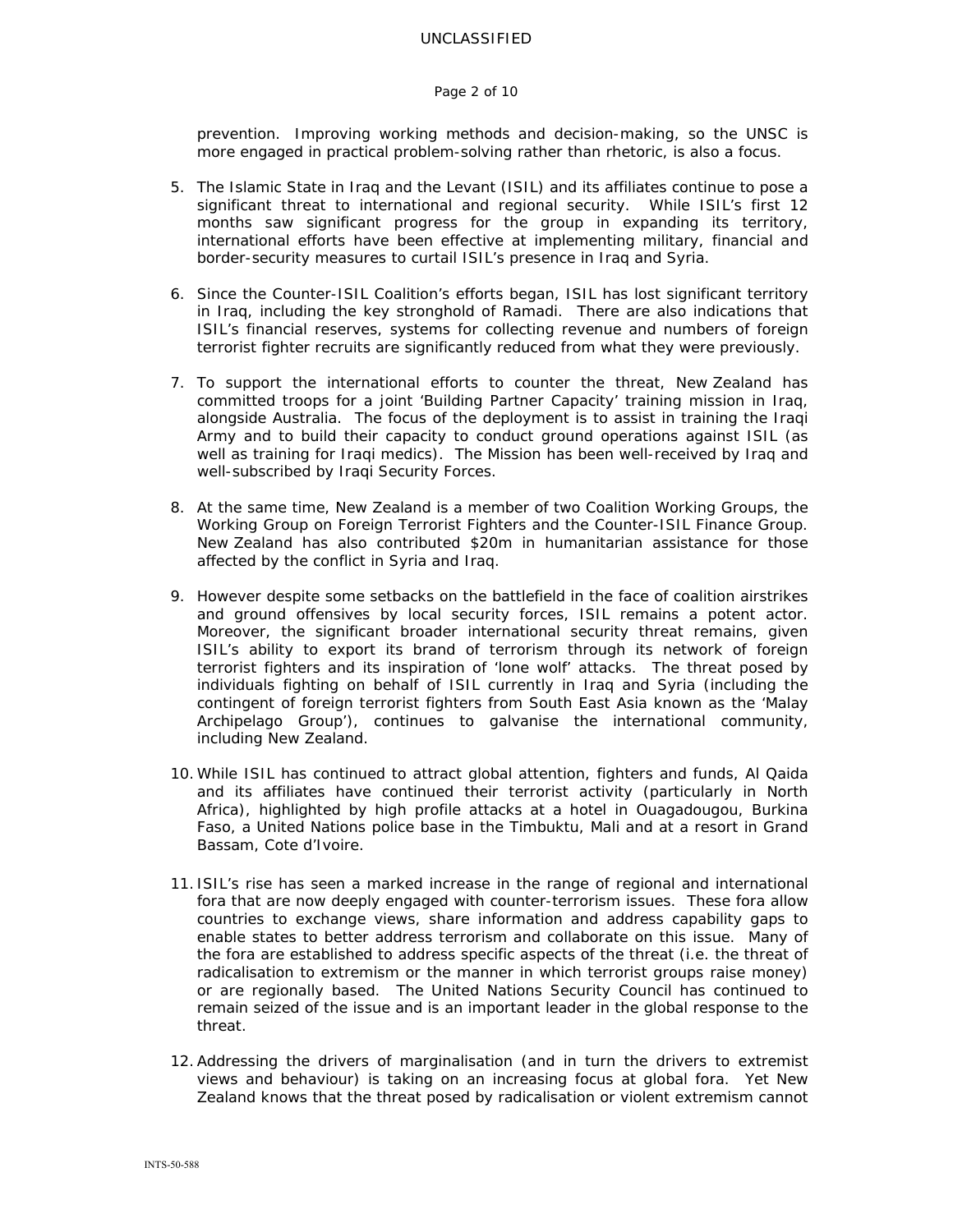prevention. Improving working methods and decision-making, so the UNSC is more engaged in practical problem-solving rather than rhetoric, is also a focus.

5. The Islamic State in Iraq and the Levant (ISIL) and its affiliates continue to pose a significant threat to international and regional security. While ISIL's first 12 months saw significant progress for the group in expanding its territory, international efforts have been effective at implementing military, financial and border-security measures to curtail ISIL's presence in Iraq and Syria.

6. Since the Counter-ISIL Coalition's efforts began, ISIL has lost significant territory in Iraq, including the key stronghold of Ramadi. There are also indications that ISIL's financial reserves, systems for collecting revenue and numbers of foreign terrorist fighter recruits are significantly reduced from what they were previously.

7. To support the international efforts to counter the threat, New Zealand has committed troops for a joint 'Building Partner Capacity' training mission in Iraq, alongside Australia. The focus of the deployment is to assist in training the Iraqi Army and to build their capacity to conduct ground operations against ISIL (as well as training for Iraqi medics). The Mission has been well-received by Iraq and well-subscribed by Iraqi Security Forces.

8. At the same time, New Zealand is a member of two Coalition Working Groups, the Working Group on Foreign Terrorist Fighters and the Counter-ISIL Finance Group. New Zealand has also contributed $20m in humanitarian assistance for those affected by the conflict in Syria and Iraq.

9. However despite some setbacks on the battlefield in the face of coalition airstrikes and ground offensives by local security forces, ISIL remains a potent actor. Moreover, the significant broader international security threat remains, given ISIL's ability to export its brand of terrorism through its network of foreign terrorist fighters and its inspiration of 'lone wolf' attacks. The threat posed by individuals fighting on behalf of ISIL currently in Iraq and Syria (including the contingent of foreign terrorist fighters from South East Asia known as the 'Malay Archipelago Group'), continues to galvanise the international community, including New Zealand.

10. While ISIL has continued to attract global attention, fighters and funds, Al Qaida and its affiliates have continued their terrorist activity (particularly in North Africa), highlighted by high profile attacks at a hotel in Ouagadougou, Burkina Faso, a United Nations police base in the Timbuktu, Mali and at a resort in Grand Bassam, Cote d'Ivoire.

11. ISIL's rise has seen a marked increase in the range of regional and international fora that are now deeply engaged with counter-terrorism issues. These fora allow countries to exchange views, share information and address capability gaps to enable states to better address terrorism and collaborate on this issue. Many of the fora are established to address specific aspects of the threat (i.e. the threat of radicalisation to extremism or the manner in which terrorist groups raise money) or are regionally based. The United Nations Security Council has continued to remain seized of the issue and is an important leader in the global response to the threat.

12. Addressing the drivers of marginalisation (and in turn the drivers to extremist views and behaviour) is taking on an increasing focus at global fora. Yet New Zealand knows that the threat posed by radicalisation or violent extremism cannot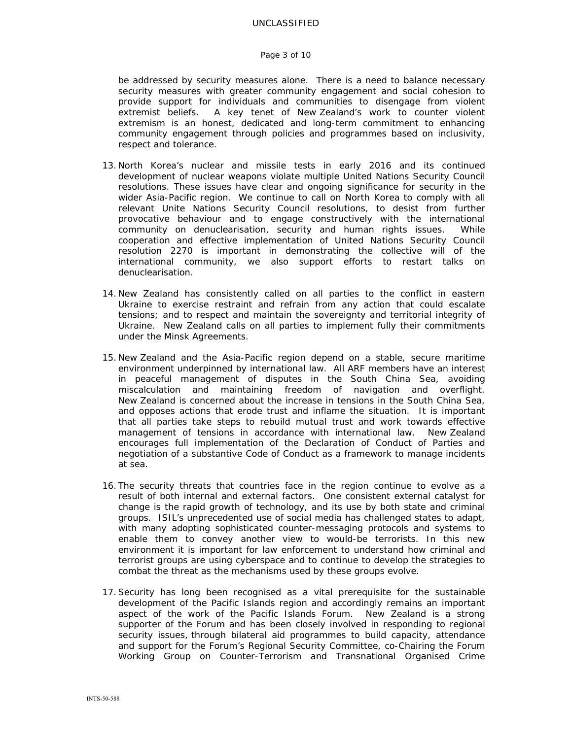be addressed by security measures alone. There is a need to balance necessary security measures with greater community engagement and social cohesion to provide support for individuals and communities to disengage from violent extremist beliefs. A key tenet of New Zealand's work to counter violent extremism is an honest, dedicated and long-term commitment to enhancing community engagement through policies and programmes based on inclusivity, respect and tolerance.

13. North Korea's nuclear and missile tests in early 2016 and its continued development of nuclear weapons violate multiple United Nations Security Council resolutions. These issues have clear and ongoing significance for security in the wider Asia-Pacific region. We continue to call on North Korea to comply with all relevant Unite Nations Security Council resolutions, to desist from further provocative behaviour and to engage constructively with the international community on denuclearisation, security and human rights issues. While cooperation and effective implementation of United Nations Security Council resolution 2270 is important in demonstrating the collective will of the international community, we also support efforts to restart talks on denuclearisation.

14. New Zealand has consistently called on all parties to the conflict in eastern Ukraine to exercise restraint and refrain from any action that could escalate tensions; and to respect and maintain the sovereignty and territorial integrity of Ukraine. New Zealand calls on all parties to implement fully their commitments under the Minsk Agreements.

15. New Zealand and the Asia-Pacific region depend on a stable, secure maritime environment underpinned by international law. All ARF members have an interest in peaceful management of disputes in the South China Sea, avoiding miscalculation and maintaining freedom of navigation and overflight. New Zealand is concerned about the increase in tensions in the South China Sea, and opposes actions that erode trust and inflame the situation. It is important that all parties take steps to rebuild mutual trust and work towards effective management of tensions in accordance with international law. New Zealand encourages full implementation of the Declaration of Conduct of Parties and negotiation of a substantive Code of Conduct as a framework to manage incidents at sea.

16. The security threats that countries face in the region continue to evolve as a result of both internal and external factors. One consistent external catalyst for change is the rapid growth of technology, and its use by both state and criminal groups. ISIL's unprecedented use of social media has challenged states to adapt, with many adopting sophisticated counter-messaging protocols and systems to enable them to convey another view to would-be terrorists. In this new environment it is important for law enforcement to understand how criminal and terrorist groups are using cyberspace and to continue to develop the strategies to combat the threat as the mechanisms used by these groups evolve.

17. Security has long been recognised as a vital prerequisite for the sustainable development of the Pacific Islands region and accordingly remains an important aspect of the work of the Pacific Islands Forum. New Zealand is a strong supporter of the Forum and has been closely involved in responding to regional security issues, through bilateral aid programmes to build capacity, attendance and support for the Forum's Regional Security Committee, co-Chairing the Forum Working Group on Counter-Terrorism and Transnational Organised Crime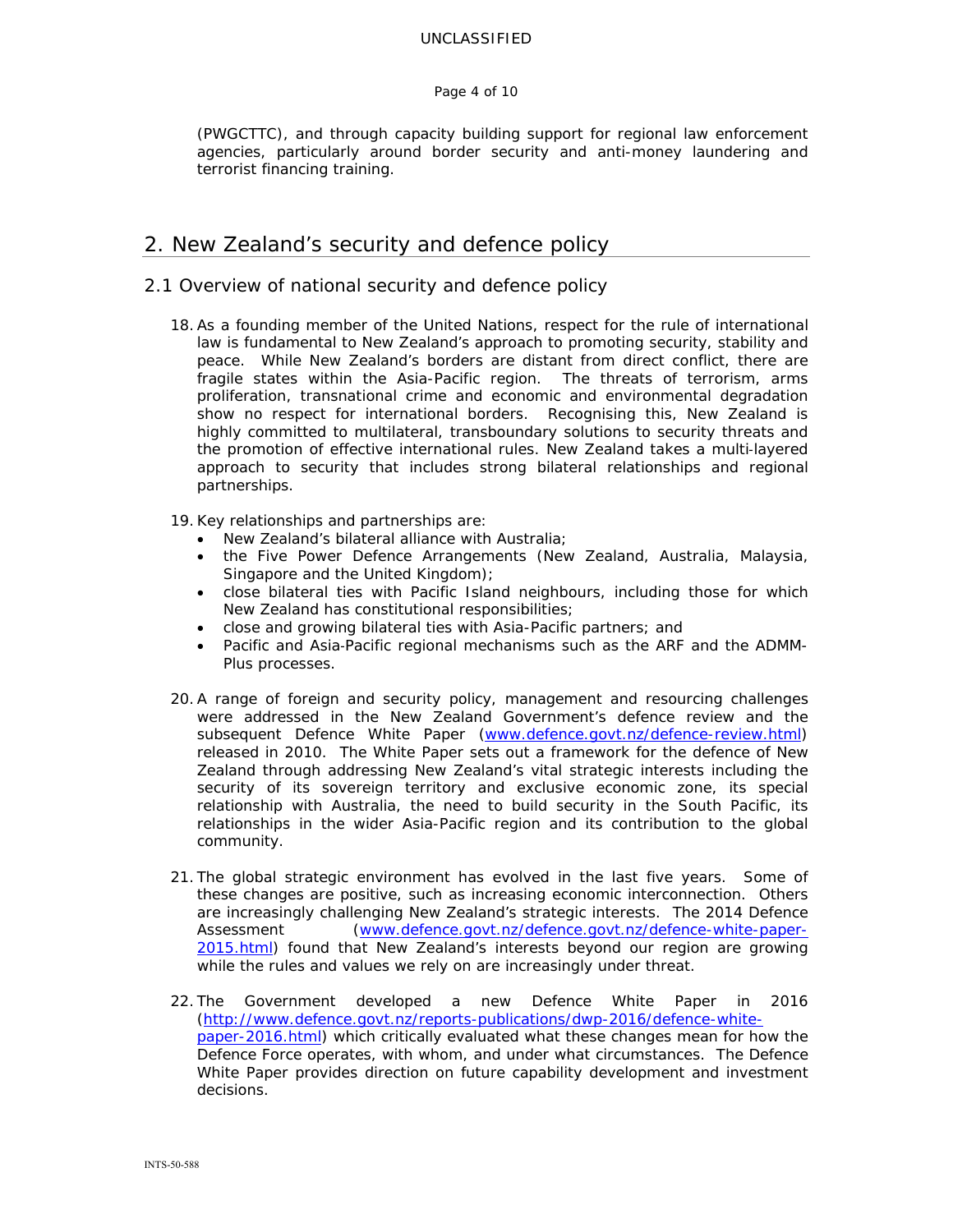(PWGCTTC), and through capacity building support for regional law enforcement agencies, particularly around border security and anti-money laundering and terrorist financing training.

## 2. New Zealand's security and defence policy

### 2.1 Overview of national security and defence policy

18. As a founding member of the United Nations, respect for the rule of international law is fundamental to New Zealand's approach to promoting security, stability and peace. While New Zealand's borders are distant from direct conflict, there are fragile states within the Asia-Pacific region. The threats of terrorism, arms proliferation, transnational crime and economic and environmental degradation show no respect for international borders. Recognising this, New Zealand is highly committed to multilateral, transboundary solutions to security threats and the promotion of effective international rules. New Zealand takes a multi-layered approach to security that includes strong bilateral relationships and regional partnerships.

19. Key relationships and partnerships are:
    - New Zealand's bilateral alliance with Australia;
    - the Five Power Defence Arrangements (New Zealand, Australia, Malaysia, Singapore and the United Kingdom);
    - close bilateral ties with Pacific Island neighbours, including those for which New Zealand has constitutional responsibilities;
    - close and growing bilateral ties with Asia-Pacific partners; and
    - Pacific and Asia-Pacific regional mechanisms such as the ARF and the ADMM-Plus processes.

20. A range of foreign and security policy, management and resourcing challenges were addressed in the New Zealand Government's defence review and the subsequent Defence White Paper (www.defence.govt.nz/defence-review.html) released in 2010. The White Paper sets out a framework for the defence of New Zealand through addressing New Zealand's vital strategic interests including the security of its sovereign territory and exclusive economic zone, its special relationship with Australia, the need to build security in the South Pacific, its relationships in the wider Asia-Pacific region and its contribution to the global community.

21. The global strategic environment has evolved in the last five years. Some of these changes are positive, such as increasing economic interconnection. Others are increasingly challenging New Zealand's strategic interests. The 2014 Defence Assessment (www.defence.govt.nz/defence.govt.nz/defence-white-paper-2015.html) found that New Zealand's interests beyond our region are growing while the rules and values we rely on are increasingly under threat.

22. The Government developed a new Defence White Paper in 2016 (http://www.defence.govt.nz/reports-publications/dwp-2016/defence-white-paper-2016.html) which critically evaluated what these changes mean for how the Defence Force operates, with whom, and under what circumstances. The Defence White Paper provides direction on future capability development and investment decisions.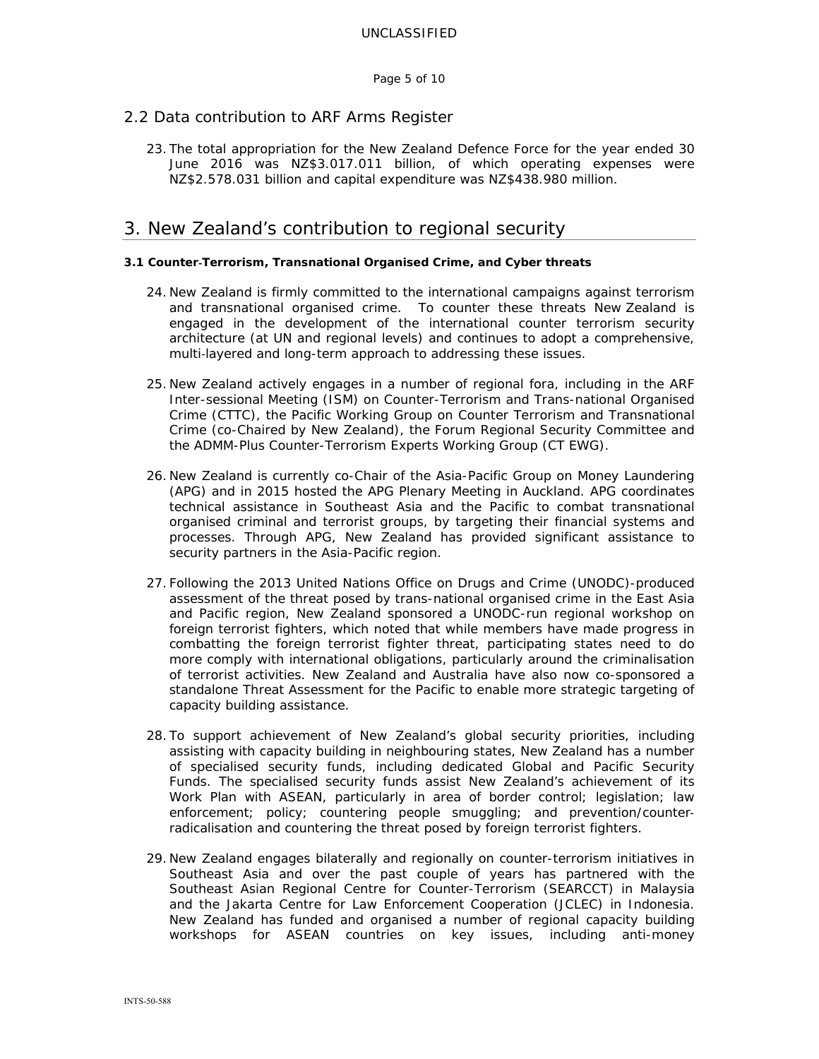## 2.2 Data contribution to ARF Arms Register

23. The total appropriation for the New Zealand Defence Force for the year ended 30 June 2016 was NZ$3.017.011 billion, of which operating expenses were NZ$2.578.031 billion and capital expenditure was NZ$438.980 million.

# 3. New Zealand's contribution to regional security

#### 3.1 Counter-Terrorism, Transnational Organised Crime, and Cyber threats

24. New Zealand is firmly committed to the international campaigns against terrorism and transnational organised crime. To counter these threats New Zealand is engaged in the development of the international counter terrorism security architecture (at UN and regional levels) and continues to adopt a comprehensive, multi-layered and long-term approach to addressing these issues.

25. New Zealand actively engages in a number of regional fora, including in the ARF Inter-sessional Meeting (ISM) on Counter-Terrorism and Trans-national Organised Crime (CTTC), the Pacific Working Group on Counter Terrorism and Transnational Crime (co-Chaired by New Zealand), the Forum Regional Security Committee and the ADMM-Plus Counter-Terrorism Experts Working Group (CT EWG).

26. New Zealand is currently co-Chair of the Asia-Pacific Group on Money Laundering (APG) and in 2015 hosted the APG Plenary Meeting in Auckland. APG coordinates technical assistance in Southeast Asia and the Pacific to combat transnational organised criminal and terrorist groups, by targeting their financial systems and processes. Through APG, New Zealand has provided significant assistance to security partners in the Asia-Pacific region.

27. Following the 2013 United Nations Office on Drugs and Crime (UNODC)-produced assessment of the threat posed by trans-national organised crime in the East Asia and Pacific region, New Zealand sponsored a UNODC-run regional workshop on foreign terrorist fighters, which noted that while members have made progress in combatting the foreign terrorist fighter threat, participating states need to do more comply with international obligations, particularly around the criminalisation of terrorist activities. New Zealand and Australia have also now co-sponsored a standalone Threat Assessment for the Pacific to enable more strategic targeting of capacity building assistance.

28. To support achievement of New Zealand's global security priorities, including assisting with capacity building in neighbouring states, New Zealand has a number of specialised security funds, including dedicated Global and Pacific Security Funds. The specialised security funds assist New Zealand's achievement of its Work Plan with ASEAN, particularly in area of border control; legislation; law enforcement; policy; countering people smuggling; and prevention/counter-radicalisation and countering the threat posed by foreign terrorist fighters.

29. New Zealand engages bilaterally and regionally on counter-terrorism initiatives in Southeast Asia and over the past couple of years has partnered with the Southeast Asian Regional Centre for Counter-Terrorism (SEARCCT) in Malaysia and the Jakarta Centre for Law Enforcement Cooperation (JCLEC) in Indonesia. New Zealand has funded and organised a number of regional capacity building workshops for ASEAN countries on key issues, including anti-money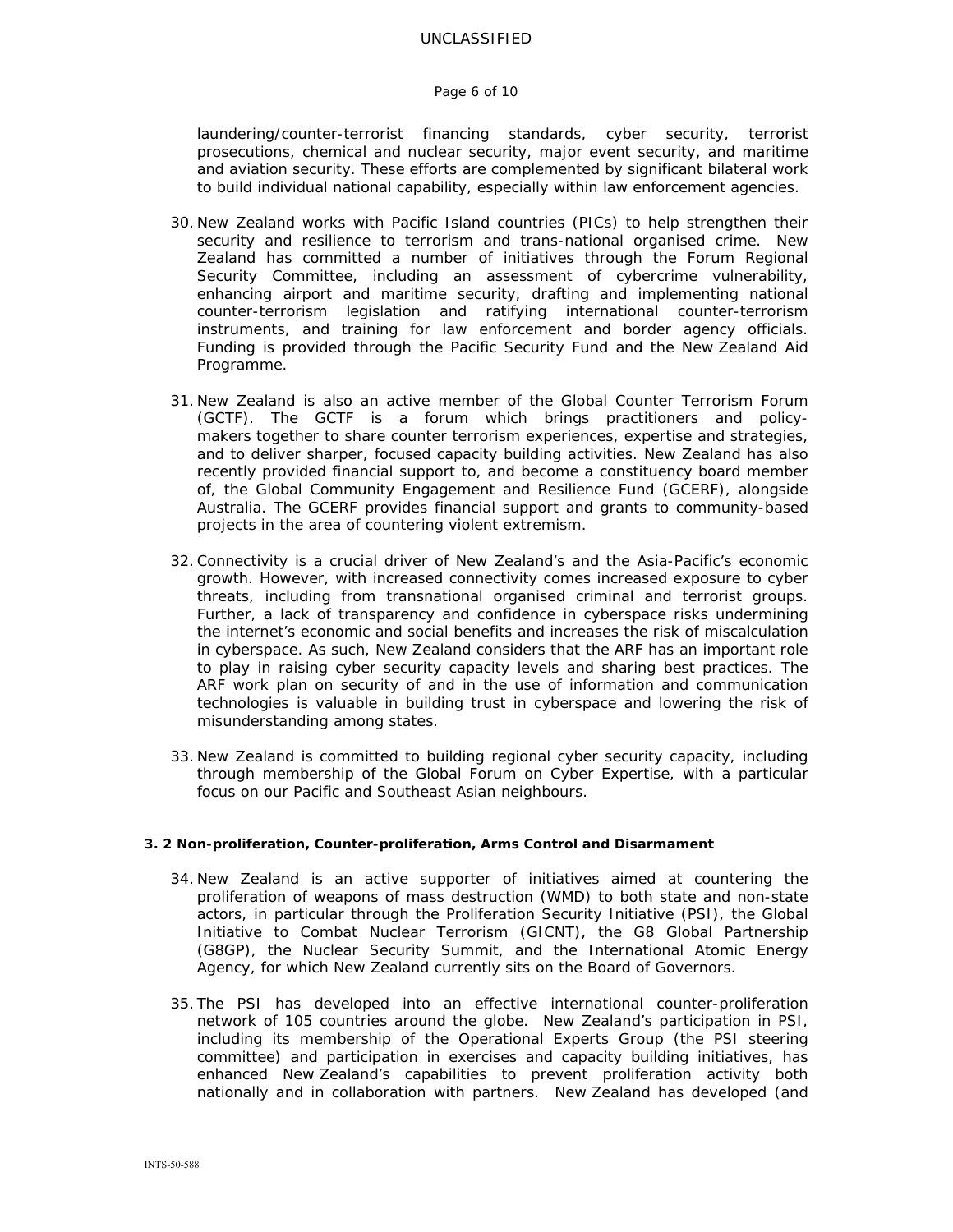laundering/counter-terrorist financing standards, cyber security, terrorist prosecutions, chemical and nuclear security, major event security, and maritime and aviation security. These efforts are complemented by significant bilateral work to build individual national capability, especially within law enforcement agencies.

30. New Zealand works with Pacific Island countries (PICs) to help strengthen their security and resilience to terrorism and trans-national organised crime. New Zealand has committed a number of initiatives through the Forum Regional Security Committee, including an assessment of cybercrime vulnerability, enhancing airport and maritime security, drafting and implementing national counter-terrorism legislation and ratifying international counter-terrorism instruments, and training for law enforcement and border agency officials. Funding is provided through the Pacific Security Fund and the New Zealand Aid Programme.

31. New Zealand is also an active member of the Global Counter Terrorism Forum (GCTF). The GCTF is a forum which brings practitioners and policy-makers together to share counter terrorism experiences, expertise and strategies, and to deliver sharper, focused capacity building activities. New Zealand has also recently provided financial support to, and become a constituency board member of, the Global Community Engagement and Resilience Fund (GCERF), alongside Australia. The GCERF provides financial support and grants to community-based projects in the area of countering violent extremism.

32. Connectivity is a crucial driver of New Zealand's and the Asia-Pacific's economic growth. However, with increased connectivity comes increased exposure to cyber threats, including from transnational organised criminal and terrorist groups. Further, a lack of transparency and confidence in cyberspace risks undermining the internet's economic and social benefits and increases the risk of miscalculation in cyberspace. As such, New Zealand considers that the ARF has an important role to play in raising cyber security capacity levels and sharing best practices. The ARF work plan on security of and in the use of information and communication technologies is valuable in building trust in cyberspace and lowering the risk of misunderstanding among states.

33. New Zealand is committed to building regional cyber security capacity, including through membership of the Global Forum on Cyber Expertise, with a particular focus on our Pacific and Southeast Asian neighbours.

#### 3. 2 Non-proliferation, Counter-proliferation, Arms Control and Disarmament

34. New Zealand is an active supporter of initiatives aimed at countering the proliferation of weapons of mass destruction (WMD) to both state and non-state actors, in particular through the Proliferation Security Initiative (PSI), the Global Initiative to Combat Nuclear Terrorism (GICNT), the G8 Global Partnership (G8GP), the Nuclear Security Summit, and the International Atomic Energy Agency, for which New Zealand currently sits on the Board of Governors.

35. The PSI has developed into an effective international counter-proliferation network of 105 countries around the globe. New Zealand's participation in PSI, including its membership of the Operational Experts Group (the PSI steering committee) and participation in exercises and capacity building initiatives, has enhanced New Zealand's capabilities to prevent proliferation activity both nationally and in collaboration with partners. New Zealand has developed (and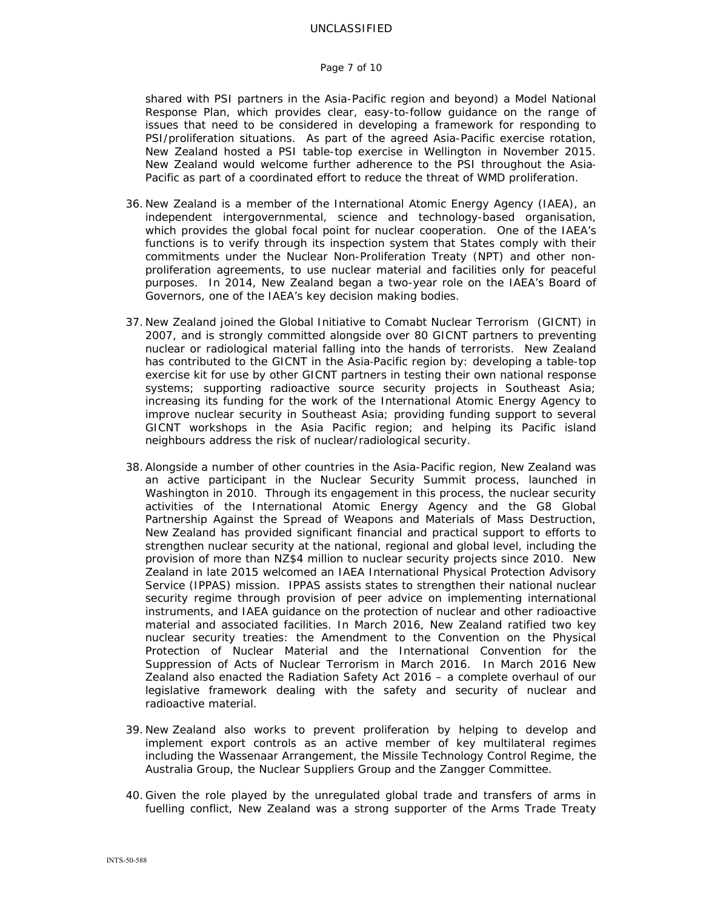shared with PSI partners in the Asia-Pacific region and beyond) a Model National Response Plan, which provides clear, easy-to-follow guidance on the range of issues that need to be considered in developing a framework for responding to PSI/proliferation situations. As part of the agreed Asia-Pacific exercise rotation, New Zealand hosted a PSI table-top exercise in Wellington in November 2015. New Zealand would welcome further adherence to the PSI throughout the Asia-Pacific as part of a coordinated effort to reduce the threat of WMD proliferation.

36. New Zealand is a member of the International Atomic Energy Agency (IAEA), an independent intergovernmental, science and technology-based organisation, which provides the global focal point for nuclear cooperation. One of the IAEA's functions is to verify through its inspection system that States comply with their commitments under the Nuclear Non-Proliferation Treaty (NPT) and other non-proliferation agreements, to use nuclear material and facilities only for peaceful purposes. In 2014, New Zealand began a two-year role on the IAEA's Board of Governors, one of the IAEA's key decision making bodies.

37. New Zealand joined the Global Initiative to Comabt Nuclear Terrorism (GICNT) in 2007, and is strongly committed alongside over 80 GICNT partners to preventing nuclear or radiological material falling into the hands of terrorists. New Zealand has contributed to the GICNT in the Asia-Pacific region by: developing a table-top exercise kit for use by other GICNT partners in testing their own national response systems; supporting radioactive source security projects in Southeast Asia; increasing its funding for the work of the International Atomic Energy Agency to improve nuclear security in Southeast Asia; providing funding support to several GICNT workshops in the Asia Pacific region; and helping its Pacific island neighbours address the risk of nuclear/radiological security.

38. Alongside a number of other countries in the Asia-Pacific region, New Zealand was an active participant in the Nuclear Security Summit process, launched in Washington in 2010. Through its engagement in this process, the nuclear security activities of the International Atomic Energy Agency and the G8 Global Partnership Against the Spread of Weapons and Materials of Mass Destruction, New Zealand has provided significant financial and practical support to efforts to strengthen nuclear security at the national, regional and global level, including the provision of more than NZ$4 million to nuclear security projects since 2010. New Zealand in late 2015 welcomed an IAEA International Physical Protection Advisory Service (IPPAS) mission. IPPAS assists states to strengthen their national nuclear security regime through provision of peer advice on implementing international instruments, and IAEA guidance on the protection of nuclear and other radioactive material and associated facilities. In March 2016, New Zealand ratified two key nuclear security treaties: the Amendment to the Convention on the Physical Protection of Nuclear Material and the International Convention for the Suppression of Acts of Nuclear Terrorism in March 2016. In March 2016 New Zealand also enacted the Radiation Safety Act 2016 – a complete overhaul of our legislative framework dealing with the safety and security of nuclear and radioactive material.

39. New Zealand also works to prevent proliferation by helping to develop and implement export controls as an active member of key multilateral regimes including the Wassenaar Arrangement, the Missile Technology Control Regime, the Australia Group, the Nuclear Suppliers Group and the Zangger Committee.

40. Given the role played by the unregulated global trade and transfers of arms in fuelling conflict, New Zealand was a strong supporter of the Arms Trade Treaty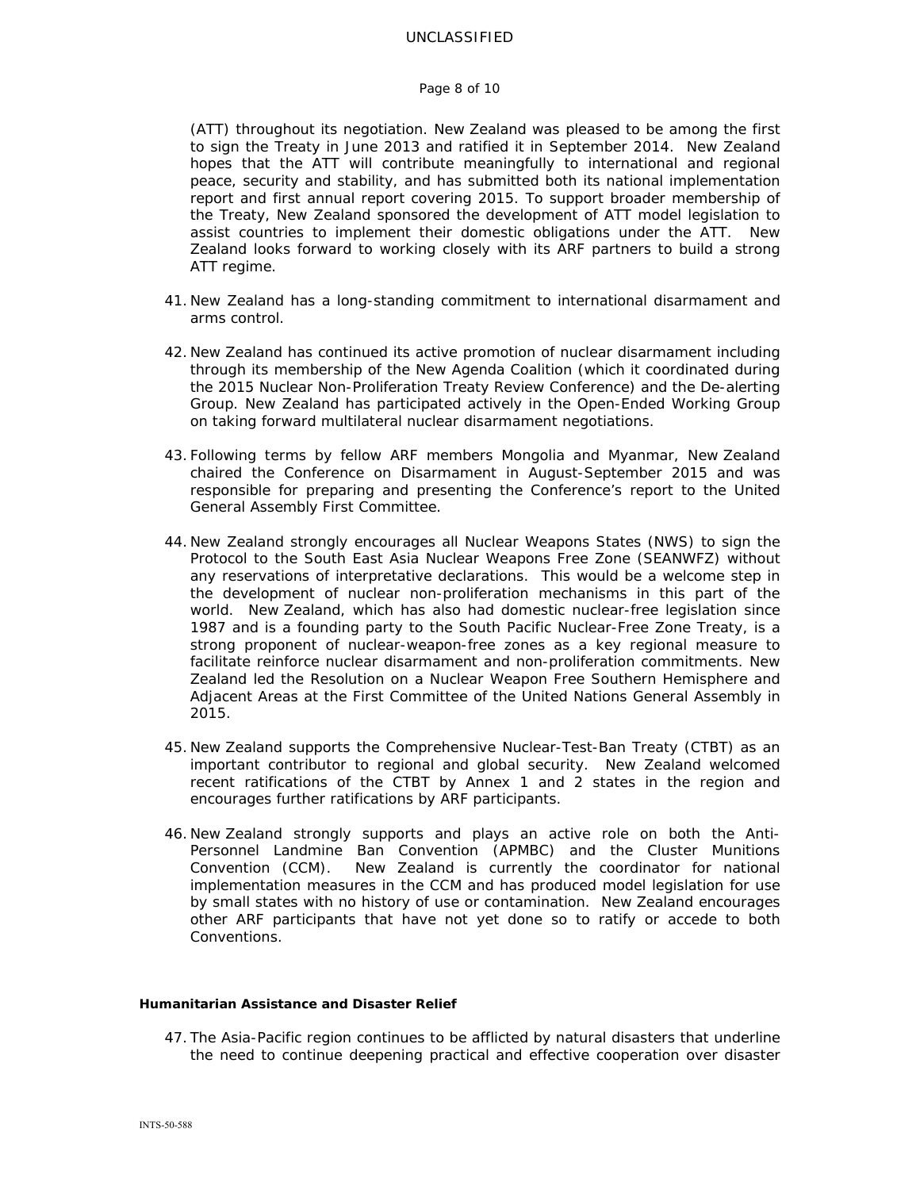(ATT) throughout its negotiation. New Zealand was pleased to be among the first to sign the Treaty in June 2013 and ratified it in September 2014. New Zealand hopes that the ATT will contribute meaningfully to international and regional peace, security and stability, and has submitted both its national implementation report and first annual report covering 2015. To support broader membership of the Treaty, New Zealand sponsored the development of ATT model legislation to assist countries to implement their domestic obligations under the ATT. New Zealand looks forward to working closely with its ARF partners to build a strong ATT regime.

41. New Zealand has a long-standing commitment to international disarmament and arms control.

42. New Zealand has continued its active promotion of nuclear disarmament including through its membership of the New Agenda Coalition (which it coordinated during the 2015 Nuclear Non-Proliferation Treaty Review Conference) and the De-alerting Group. New Zealand has participated actively in the Open-Ended Working Group on taking forward multilateral nuclear disarmament negotiations.

43. Following terms by fellow ARF members Mongolia and Myanmar, New Zealand chaired the Conference on Disarmament in August-September 2015 and was responsible for preparing and presenting the Conference's report to the United General Assembly First Committee.

44. New Zealand strongly encourages all Nuclear Weapons States (NWS) to sign the Protocol to the South East Asia Nuclear Weapons Free Zone (SEANWFZ) without any reservations of interpretative declarations. This would be a welcome step in the development of nuclear non-proliferation mechanisms in this part of the world. New Zealand, which has also had domestic nuclear-free legislation since 1987 and is a founding party to the South Pacific Nuclear-Free Zone Treaty, is a strong proponent of nuclear-weapon-free zones as a key regional measure to facilitate reinforce nuclear disarmament and non-proliferation commitments. New Zealand led the Resolution on a Nuclear Weapon Free Southern Hemisphere and Adjacent Areas at the First Committee of the United Nations General Assembly in 2015.

45. New Zealand supports the Comprehensive Nuclear-Test-Ban Treaty (CTBT) as an important contributor to regional and global security. New Zealand welcomed recent ratifications of the CTBT by Annex 1 and 2 states in the region and encourages further ratifications by ARF participants.

46. New Zealand strongly supports and plays an active role on both the Anti-Personnel Landmine Ban Convention (APMBC) and the Cluster Munitions Convention (CCM). New Zealand is currently the coordinator for national implementation measures in the CCM and has produced model legislation for use by small states with no history of use or contamination. New Zealand encourages other ARF participants that have not yet done so to ratify or accede to both Conventions.

**Humanitarian Assistance and Disaster Relief**

47. The Asia-Pacific region continues to be afflicted by natural disasters that underline the need to continue deepening practical and effective cooperation over disaster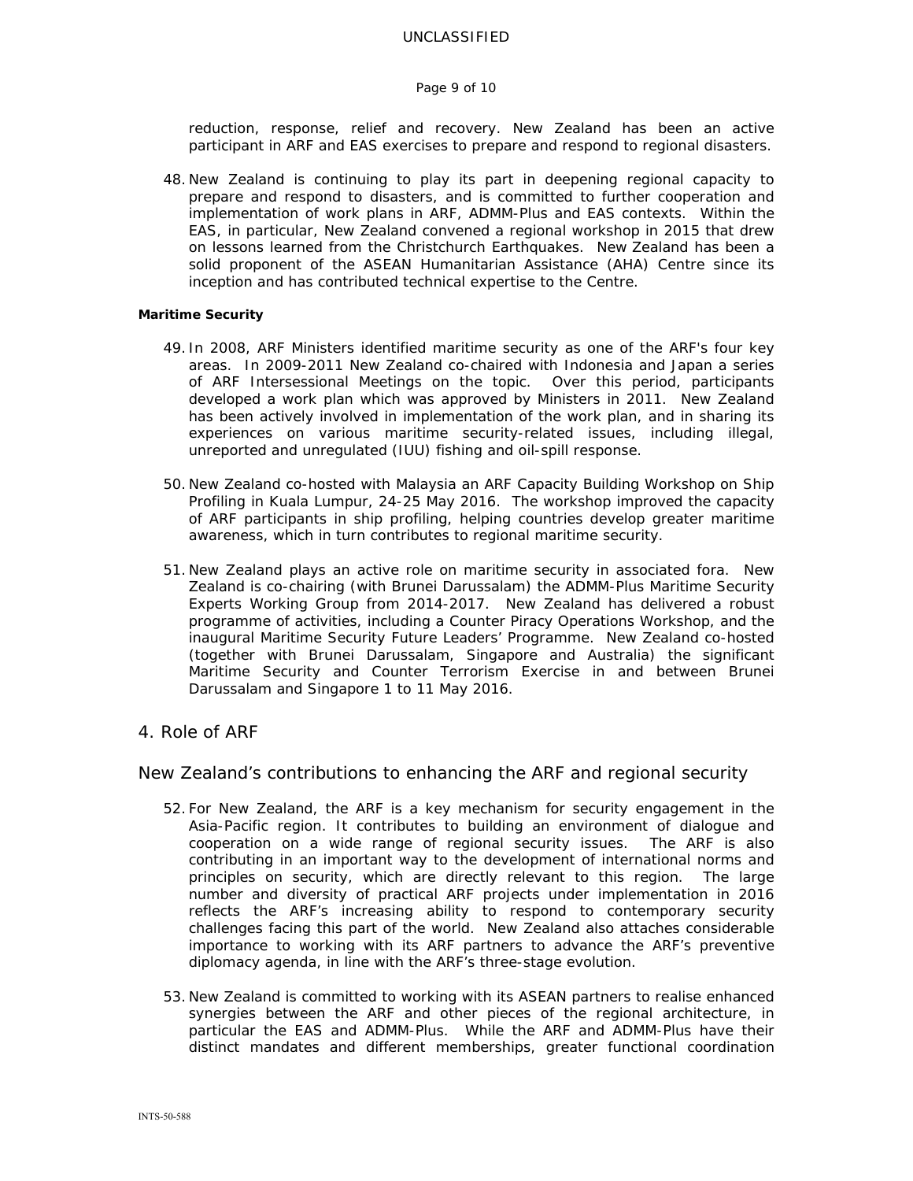reduction, response, relief and recovery. New Zealand has been an active participant in ARF and EAS exercises to prepare and respond to regional disasters.

48. New Zealand is continuing to play its part in deepening regional capacity to prepare and respond to disasters, and is committed to further cooperation and implementation of work plans in ARF, ADMM-Plus and EAS contexts. Within the EAS, in particular, New Zealand convened a regional workshop in 2015 that drew on lessons learned from the Christchurch Earthquakes. New Zealand has been a solid proponent of the ASEAN Humanitarian Assistance (AHA) Centre since its inception and has contributed technical expertise to the Centre.

**Maritime Security**

49. In 2008, ARF Ministers identified maritime security as one of the ARF's four key areas. In 2009-2011 New Zealand co-chaired with Indonesia and Japan a series of ARF Intersessional Meetings on the topic. Over this period, participants developed a work plan which was approved by Ministers in 2011. New Zealand has been actively involved in implementation of the work plan, and in sharing its experiences on various maritime security-related issues, including illegal, unreported and unregulated (IUU) fishing and oil-spill response.

50. New Zealand co-hosted with Malaysia an ARF Capacity Building Workshop on Ship Profiling in Kuala Lumpur, 24-25 May 2016. The workshop improved the capacity of ARF participants in ship profiling, helping countries develop greater maritime awareness, which in turn contributes to regional maritime security.

51. New Zealand plays an active role on maritime security in associated fora. New Zealand is co-chairing (with Brunei Darussalam) the ADMM-Plus Maritime Security Experts Working Group from 2014-2017. New Zealand has delivered a robust programme of activities, including a Counter Piracy Operations Workshop, and the inaugural Maritime Security Future Leaders' Programme. New Zealand co-hosted (together with Brunei Darussalam, Singapore and Australia) the significant Maritime Security and Counter Terrorism Exercise in and between Brunei Darussalam and Singapore 1 to 11 May 2016.

## 4. Role of ARF

### New Zealand's contributions to enhancing the ARF and regional security

52. For New Zealand, the ARF is a key mechanism for security engagement in the Asia-Pacific region. It contributes to building an environment of dialogue and cooperation on a wide range of regional security issues. The ARF is also contributing in an important way to the development of international norms and principles on security, which are directly relevant to this region. The large number and diversity of practical ARF projects under implementation in 2016 reflects the ARF's increasing ability to respond to contemporary security challenges facing this part of the world. New Zealand also attaches considerable importance to working with its ARF partners to advance the ARF's preventive diplomacy agenda, in line with the ARF's three-stage evolution.

53. New Zealand is committed to working with its ASEAN partners to realise enhanced synergies between the ARF and other pieces of the regional architecture, in particular the EAS and ADMM-Plus. While the ARF and ADMM-Plus have their distinct mandates and different memberships, greater functional coordination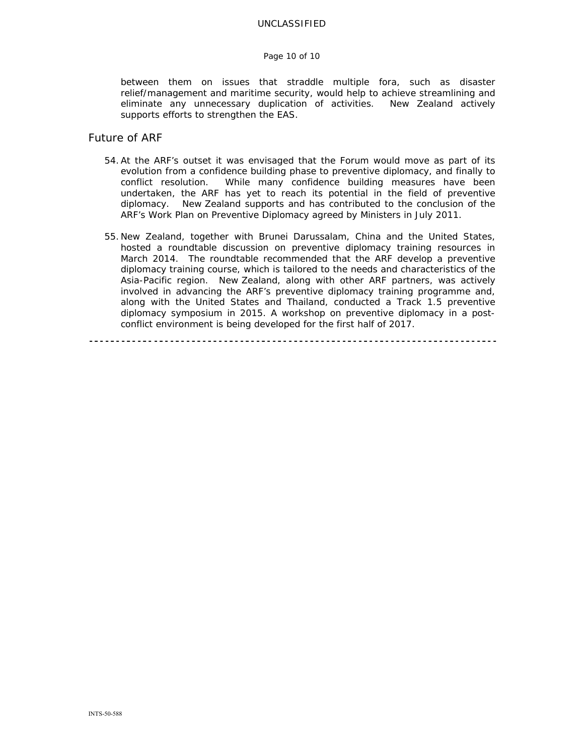between them on issues that straddle multiple fora, such as disaster relief/management and maritime security, would help to achieve streamlining and eliminate any unnecessary duplication of activities. New Zealand actively supports efforts to strengthen the EAS.

## Future of ARF

54. At the ARF's outset it was envisaged that the Forum would move as part of its evolution from a confidence building phase to preventive diplomacy, and finally to conflict resolution. While many confidence building measures have been undertaken, the ARF has yet to reach its potential in the field of preventive diplomacy. New Zealand supports and has contributed to the conclusion of the ARF's Work Plan on Preventive Diplomacy agreed by Ministers in July 2011.

55. New Zealand, together with Brunei Darussalam, China and the United States, hosted a roundtable discussion on preventive diplomacy training resources in March 2014. The roundtable recommended that the ARF develop a preventive diplomacy training course, which is tailored to the needs and characteristics of the Asia-Pacific region. New Zealand, along with other ARF partners, was actively involved in advancing the ARF's preventive diplomacy training programme and, along with the United States and Thailand, conducted a Track 1.5 preventive diplomacy symposium in 2015. A workshop on preventive diplomacy in a post-conflict environment is being developed for the first half of 2017.

---